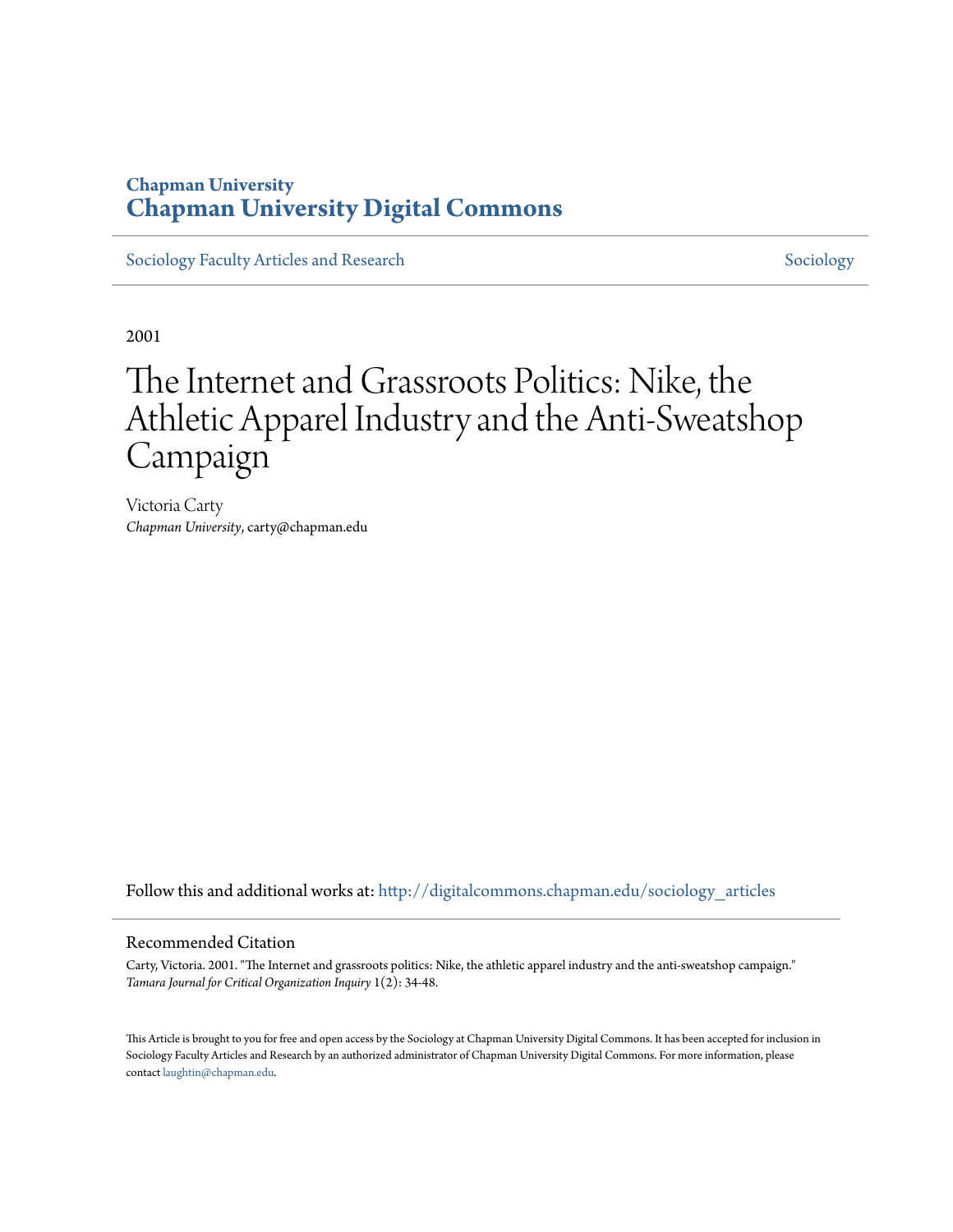Chapman University
# Chapman University Digital Commons

Sociology Faculty Articles and Research | Sociology

2001

# The Internet and Grassroots Politics: Nike, the Athletic Apparel Industry and the Anti-Sweatshop Campaign

Victoria Carty
*Chapman University*, carty@chapman.edu

Follow this and additional works at: http://digitalcommons.chapman.edu/sociology_articles

## Recommended Citation

Carty, Victoria. 2001. "The Internet and grassroots politics: Nike, the athletic apparel industry and the anti-sweatshop campaign." *Tamara Journal for Critical Organization Inquiry* 1(2): 34-48.

This Article is brought to you for free and open access by the Sociology at Chapman University Digital Commons. It has been accepted for inclusion in Sociology Faculty Articles and Research by an authorized administrator of Chapman University Digital Commons. For more information, please contact laughtin@chapman.edu.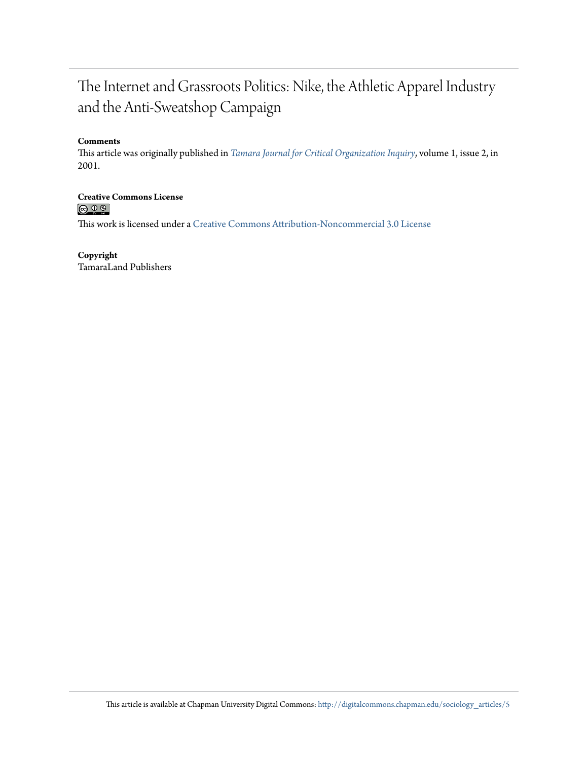# The Internet and Grassroots Politics: Nike, the Athletic Apparel Industry and the Anti-Sweatshop Campaign

**Comments**

This article was originally published in *Tamara Journal for Critical Organization Inquiry*, volume 1, issue 2, in 2001.

**Creative Commons License**

This work is licensed under a Creative Commons Attribution-Noncommercial 3.0 License

**Copyright**

TamaraLand Publishers

This article is available at Chapman University Digital Commons: http://digitalcommons.chapman.edu/sociology_articles/5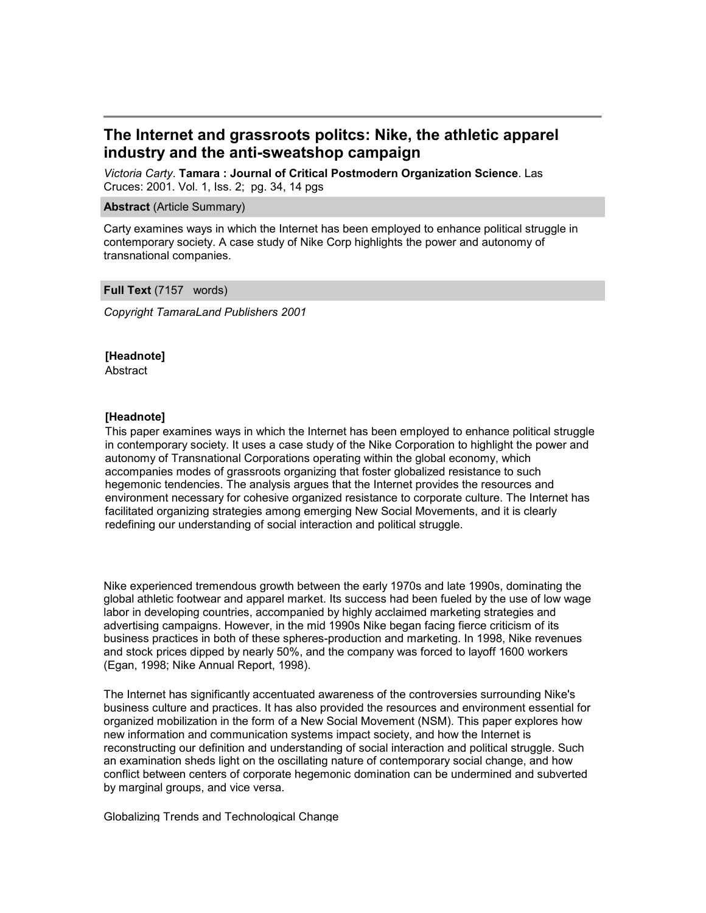# The Internet and grassroots politcs: Nike, the athletic apparel industry and the anti-sweatshop campaign

*Victoria Carty*. **Tamara : Journal of Critical Postmodern Organization Science**. Las Cruces: 2001. Vol. 1, Iss. 2; pg. 34, 14 pgs

**Abstract** (Article Summary)

Carty examines ways in which the Internet has been employed to enhance political struggle in contemporary society. A case study of Nike Corp highlights the power and autonomy of transnational companies.

**Full Text** (7157 words)

*Copyright TamaraLand Publishers 2001*

**[Headnote]**
Abstract

**[Headnote]**
This paper examines ways in which the Internet has been employed to enhance political struggle in contemporary society. It uses a case study of the Nike Corporation to highlight the power and autonomy of Transnational Corporations operating within the global economy, which accompanies modes of grassroots organizing that foster globalized resistance to such hegemonic tendencies. The analysis argues that the Internet provides the resources and environment necessary for cohesive organized resistance to corporate culture. The Internet has facilitated organizing strategies among emerging New Social Movements, and it is clearly redefining our understanding of social interaction and political struggle.

Nike experienced tremendous growth between the early 1970s and late 1990s, dominating the global athletic footwear and apparel market. Its success had been fueled by the use of low wage labor in developing countries, accompanied by highly acclaimed marketing strategies and advertising campaigns. However, in the mid 1990s Nike began facing fierce criticism of its business practices in both of these spheres-production and marketing. In 1998, Nike revenues and stock prices dipped by nearly 50%, and the company was forced to layoff 1600 workers (Egan, 1998; Nike Annual Report, 1998).

The Internet has significantly accentuated awareness of the controversies surrounding Nike's business culture and practices. It has also provided the resources and environment essential for organized mobilization in the form of a New Social Movement (NSM). This paper explores how new information and communication systems impact society, and how the Internet is reconstructing our definition and understanding of social interaction and political struggle. Such an examination sheds light on the oscillating nature of contemporary social change, and how conflict between centers of corporate hegemonic domination can be undermined and subverted by marginal groups, and vice versa.

Globalizing Trends and Technological Change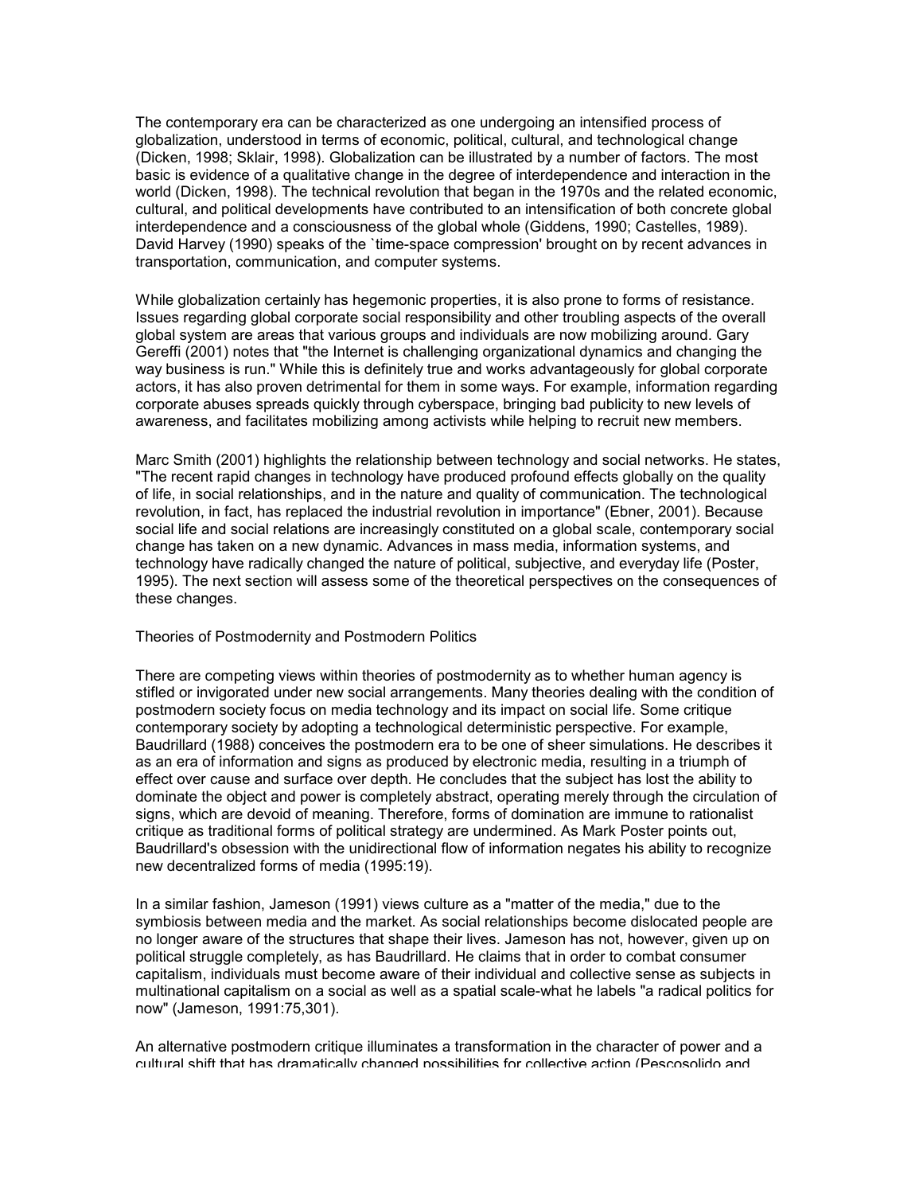The contemporary era can be characterized as one undergoing an intensified process of globalization, understood in terms of economic, political, cultural, and technological change (Dicken, 1998; Sklair, 1998). Globalization can be illustrated by a number of factors. The most basic is evidence of a qualitative change in the degree of interdependence and interaction in the world (Dicken, 1998). The technical revolution that began in the 1970s and the related economic, cultural, and political developments have contributed to an intensification of both concrete global interdependence and a consciousness of the global whole (Giddens, 1990; Castelles, 1989). David Harvey (1990) speaks of the `time-space compression' brought on by recent advances in transportation, communication, and computer systems.

While globalization certainly has hegemonic properties, it is also prone to forms of resistance. Issues regarding global corporate social responsibility and other troubling aspects of the overall global system are areas that various groups and individuals are now mobilizing around. Gary Gereffi (2001) notes that "the Internet is challenging organizational dynamics and changing the way business is run." While this is definitely true and works advantageously for global corporate actors, it has also proven detrimental for them in some ways. For example, information regarding corporate abuses spreads quickly through cyberspace, bringing bad publicity to new levels of awareness, and facilitates mobilizing among activists while helping to recruit new members.

Marc Smith (2001) highlights the relationship between technology and social networks. He states, "The recent rapid changes in technology have produced profound effects globally on the quality of life, in social relationships, and in the nature and quality of communication. The technological revolution, in fact, has replaced the industrial revolution in importance" (Ebner, 2001). Because social life and social relations are increasingly constituted on a global scale, contemporary social change has taken on a new dynamic. Advances in mass media, information systems, and technology have radically changed the nature of political, subjective, and everyday life (Poster, 1995). The next section will assess some of the theoretical perspectives on the consequences of these changes.

## Theories of Postmodernity and Postmodern Politics

There are competing views within theories of postmodernity as to whether human agency is stifled or invigorated under new social arrangements. Many theories dealing with the condition of postmodern society focus on media technology and its impact on social life. Some critique contemporary society by adopting a technological deterministic perspective. For example, Baudrillard (1988) conceives the postmodern era to be one of sheer simulations. He describes it as an era of information and signs as produced by electronic media, resulting in a triumph of effect over cause and surface over depth. He concludes that the subject has lost the ability to dominate the object and power is completely abstract, operating merely through the circulation of signs, which are devoid of meaning. Therefore, forms of domination are immune to rationalist critique as traditional forms of political strategy are undermined. As Mark Poster points out, Baudrillard's obsession with the unidirectional flow of information negates his ability to recognize new decentralized forms of media (1995:19).

In a similar fashion, Jameson (1991) views culture as a "matter of the media," due to the symbiosis between media and the market. As social relationships become dislocated people are no longer aware of the structures that shape their lives. Jameson has not, however, given up on political struggle completely, as has Baudrillard. He claims that in order to combat consumer capitalism, individuals must become aware of their individual and collective sense as subjects in multinational capitalism on a social as well as a spatial scale-what he labels "a radical politics for now" (Jameson, 1991:75,301).

An alternative postmodern critique illuminates a transformation in the character of power and a cultural shift that has dramatically changed possibilities for collective action (Pescosolido and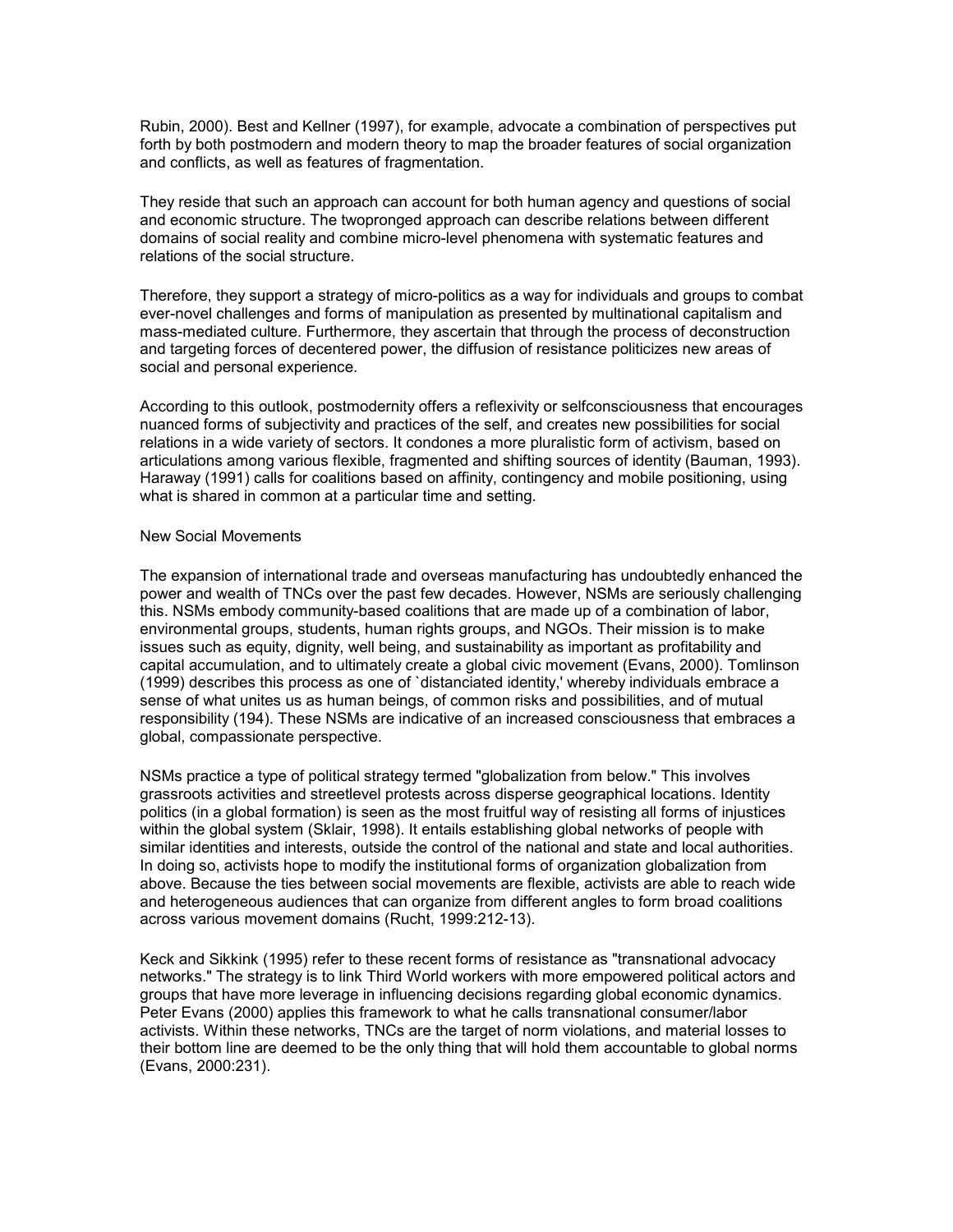Rubin, 2000). Best and Kellner (1997), for example, advocate a combination of perspectives put forth by both postmodern and modern theory to map the broader features of social organization and conflicts, as well as features of fragmentation.

They reside that such an approach can account for both human agency and questions of social and economic structure. The twopronged approach can describe relations between different domains of social reality and combine micro-level phenomena with systematic features and relations of the social structure.

Therefore, they support a strategy of micro-politics as a way for individuals and groups to combat ever-novel challenges and forms of manipulation as presented by multinational capitalism and mass-mediated culture. Furthermore, they ascertain that through the process of deconstruction and targeting forces of decentered power, the diffusion of resistance politicizes new areas of social and personal experience.

According to this outlook, postmodernity offers a reflexivity or selfconsciousness that encourages nuanced forms of subjectivity and practices of the self, and creates new possibilities for social relations in a wide variety of sectors. It condones a more pluralistic form of activism, based on articulations among various flexible, fragmented and shifting sources of identity (Bauman, 1993). Haraway (1991) calls for coalitions based on affinity, contingency and mobile positioning, using what is shared in common at a particular time and setting.

## New Social Movements

The expansion of international trade and overseas manufacturing has undoubtedly enhanced the power and wealth of TNCs over the past few decades. However, NSMs are seriously challenging this. NSMs embody community-based coalitions that are made up of a combination of labor, environmental groups, students, human rights groups, and NGOs. Their mission is to make issues such as equity, dignity, well being, and sustainability as important as profitability and capital accumulation, and to ultimately create a global civic movement (Evans, 2000). Tomlinson (1999) describes this process as one of `distanciated identity,' whereby individuals embrace a sense of what unites us as human beings, of common risks and possibilities, and of mutual responsibility (194). These NSMs are indicative of an increased consciousness that embraces a global, compassionate perspective.

NSMs practice a type of political strategy termed "globalization from below." This involves grassroots activities and streetlevel protests across disperse geographical locations. Identity politics (in a global formation) is seen as the most fruitful way of resisting all forms of injustices within the global system (Sklair, 1998). It entails establishing global networks of people with similar identities and interests, outside the control of the national and state and local authorities. In doing so, activists hope to modify the institutional forms of organization globalization from above. Because the ties between social movements are flexible, activists are able to reach wide and heterogeneous audiences that can organize from different angles to form broad coalitions across various movement domains (Rucht, 1999:212-13).

Keck and Sikkink (1995) refer to these recent forms of resistance as "transnational advocacy networks." The strategy is to link Third World workers with more empowered political actors and groups that have more leverage in influencing decisions regarding global economic dynamics. Peter Evans (2000) applies this framework to what he calls transnational consumer/labor activists. Within these networks, TNCs are the target of norm violations, and material losses to their bottom line are deemed to be the only thing that will hold them accountable to global norms (Evans, 2000:231).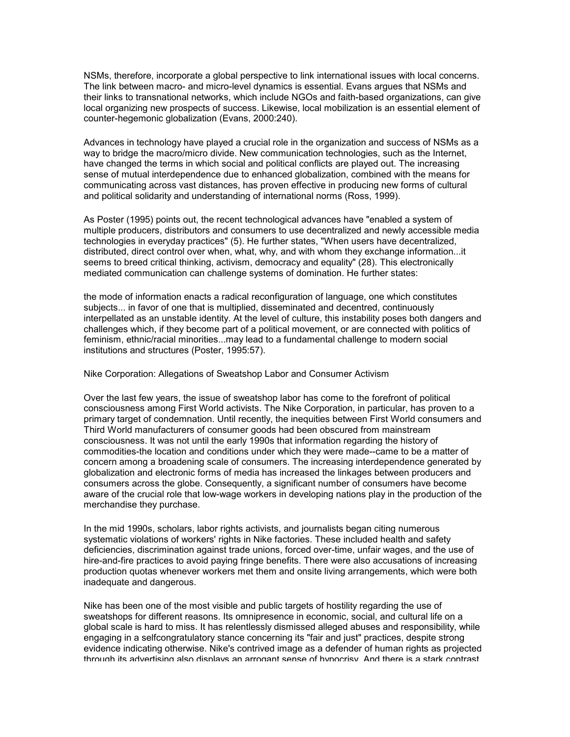NSMs, therefore, incorporate a global perspective to link international issues with local concerns. The link between macro- and micro-level dynamics is essential. Evans argues that NSMs and their links to transnational networks, which include NGOs and faith-based organizations, can give local organizing new prospects of success. Likewise, local mobilization is an essential element of counter-hegemonic globalization (Evans, 2000:240).

Advances in technology have played a crucial role in the organization and success of NSMs as a way to bridge the macro/micro divide. New communication technologies, such as the Internet, have changed the terms in which social and political conflicts are played out. The increasing sense of mutual interdependence due to enhanced globalization, combined with the means for communicating across vast distances, has proven effective in producing new forms of cultural and political solidarity and understanding of international norms (Ross, 1999).

As Poster (1995) points out, the recent technological advances have "enabled a system of multiple producers, distributors and consumers to use decentralized and newly accessible media technologies in everyday practices" (5). He further states, "When users have decentralized, distributed, direct control over when, what, why, and with whom they exchange information...it seems to breed critical thinking, activism, democracy and equality" (28). This electronically mediated communication can challenge systems of domination. He further states:

the mode of information enacts a radical reconfiguration of language, one which constitutes subjects... in favor of one that is multiplied, disseminated and decentred, continuously interpellated as an unstable identity. At the level of culture, this instability poses both dangers and challenges which, if they become part of a political movement, or are connected with politics of feminism, ethnic/racial minorities...may lead to a fundamental challenge to modern social institutions and structures (Poster, 1995:57).

## Nike Corporation: Allegations of Sweatshop Labor and Consumer Activism

Over the last few years, the issue of sweatshop labor has come to the forefront of political consciousness among First World activists. The Nike Corporation, in particular, has proven to a primary target of condemnation. Until recently, the inequities between First World consumers and Third World manufacturers of consumer goods had been obscured from mainstream consciousness. It was not until the early 1990s that information regarding the history of commodities-the location and conditions under which they were made--came to be a matter of concern among a broadening scale of consumers. The increasing interdependence generated by globalization and electronic forms of media has increased the linkages between producers and consumers across the globe. Consequently, a significant number of consumers have become aware of the crucial role that low-wage workers in developing nations play in the production of the merchandise they purchase.

In the mid 1990s, scholars, labor rights activists, and journalists began citing numerous systematic violations of workers' rights in Nike factories. These included health and safety deficiencies, discrimination against trade unions, forced over-time, unfair wages, and the use of hire-and-fire practices to avoid paying fringe benefits. There were also accusations of increasing production quotas whenever workers met them and onsite living arrangements, which were both inadequate and dangerous.

Nike has been one of the most visible and public targets of hostility regarding the use of sweatshops for different reasons. Its omnipresence in economic, social, and cultural life on a global scale is hard to miss. It has relentlessly dismissed alleged abuses and responsibility, while engaging in a selfcongratulatory stance concerning its "fair and just" practices, despite strong evidence indicating otherwise. Nike's contrived image as a defender of human rights as projected through its advertising also displays an arrogant sense of hypocrisy. And there is a stark contrast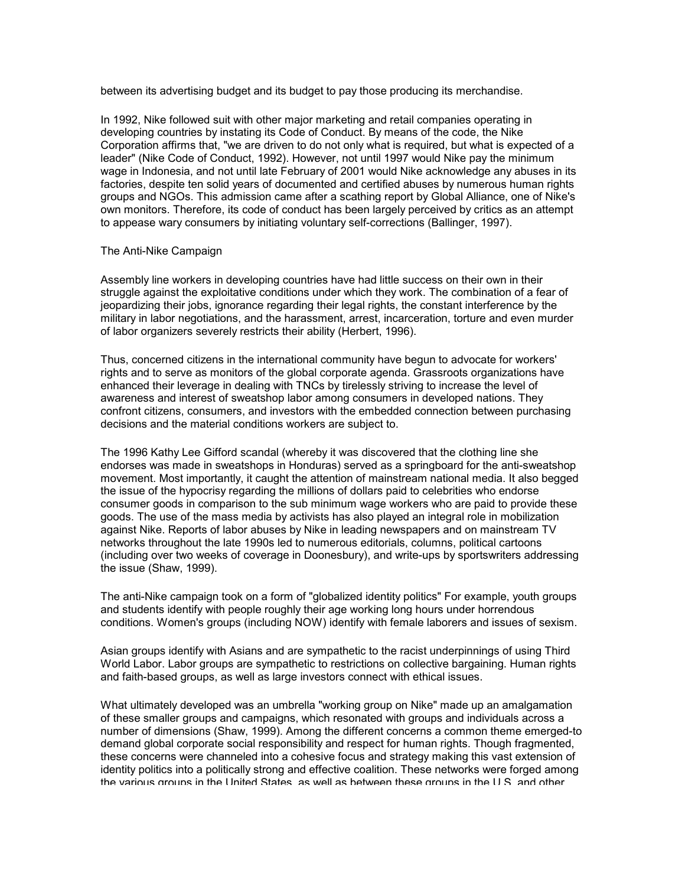between its advertising budget and its budget to pay those producing its merchandise.

In 1992, Nike followed suit with other major marketing and retail companies operating in developing countries by instating its Code of Conduct. By means of the code, the Nike Corporation affirms that, "we are driven to do not only what is required, but what is expected of a leader" (Nike Code of Conduct, 1992). However, not until 1997 would Nike pay the minimum wage in Indonesia, and not until late February of 2001 would Nike acknowledge any abuses in its factories, despite ten solid years of documented and certified abuses by numerous human rights groups and NGOs. This admission came after a scathing report by Global Alliance, one of Nike's own monitors. Therefore, its code of conduct has been largely perceived by critics as an attempt to appease wary consumers by initiating voluntary self-corrections (Ballinger, 1997).

## The Anti-Nike Campaign

Assembly line workers in developing countries have had little success on their own in their struggle against the exploitative conditions under which they work. The combination of a fear of jeopardizing their jobs, ignorance regarding their legal rights, the constant interference by the military in labor negotiations, and the harassment, arrest, incarceration, torture and even murder of labor organizers severely restricts their ability (Herbert, 1996).

Thus, concerned citizens in the international community have begun to advocate for workers' rights and to serve as monitors of the global corporate agenda. Grassroots organizations have enhanced their leverage in dealing with TNCs by tirelessly striving to increase the level of awareness and interest of sweatshop labor among consumers in developed nations. They confront citizens, consumers, and investors with the embedded connection between purchasing decisions and the material conditions workers are subject to.

The 1996 Kathy Lee Gifford scandal (whereby it was discovered that the clothing line she endorses was made in sweatshops in Honduras) served as a springboard for the anti-sweatshop movement. Most importantly, it caught the attention of mainstream national media. It also begged the issue of the hypocrisy regarding the millions of dollars paid to celebrities who endorse consumer goods in comparison to the sub minimum wage workers who are paid to provide these goods. The use of the mass media by activists has also played an integral role in mobilization against Nike. Reports of labor abuses by Nike in leading newspapers and on mainstream TV networks throughout the late 1990s led to numerous editorials, columns, political cartoons (including over two weeks of coverage in Doonesbury), and write-ups by sportswriters addressing the issue (Shaw, 1999).

The anti-Nike campaign took on a form of "globalized identity politics" For example, youth groups and students identify with people roughly their age working long hours under horrendous conditions. Women's groups (including NOW) identify with female laborers and issues of sexism.

Asian groups identify with Asians and are sympathetic to the racist underpinnings of using Third World Labor. Labor groups are sympathetic to restrictions on collective bargaining. Human rights and faith-based groups, as well as large investors connect with ethical issues.

What ultimately developed was an umbrella "working group on Nike" made up an amalgamation of these smaller groups and campaigns, which resonated with groups and individuals across a number of dimensions (Shaw, 1999). Among the different concerns a common theme emerged-to demand global corporate social responsibility and respect for human rights. Though fragmented, these concerns were channeled into a cohesive focus and strategy making this vast extension of identity politics into a politically strong and effective coalition. These networks were forged among the various groups in the United States, as well as between these groups in the U.S. and other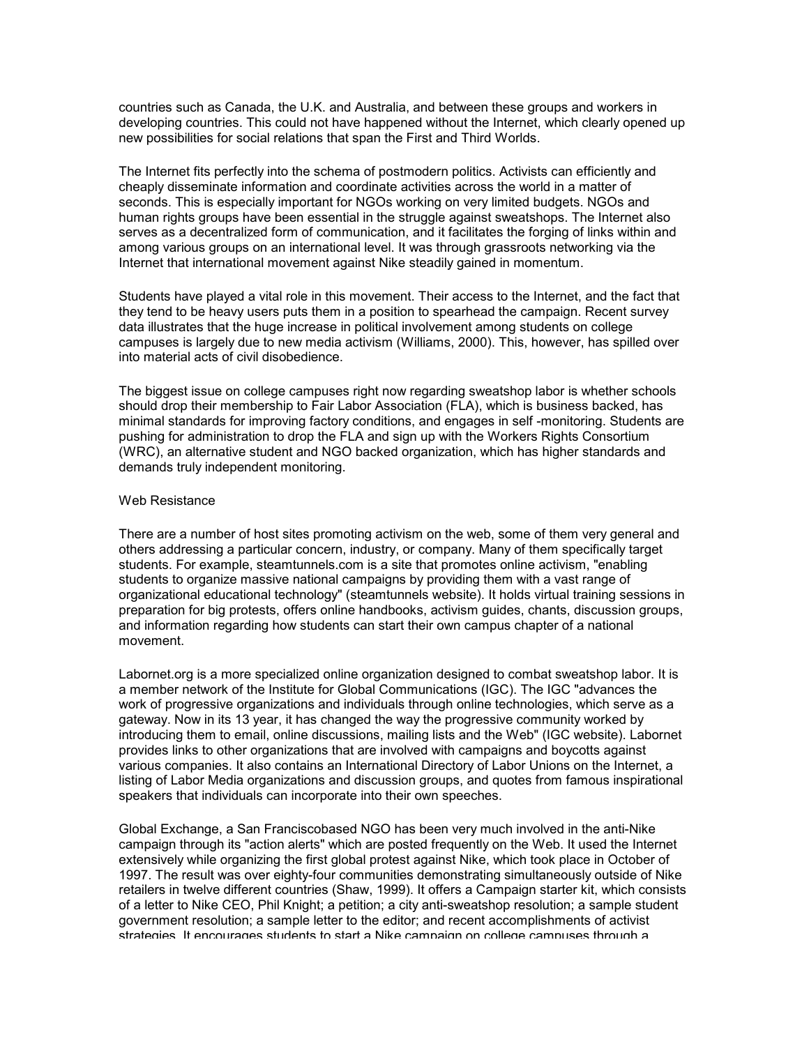countries such as Canada, the U.K. and Australia, and between these groups and workers in developing countries. This could not have happened without the Internet, which clearly opened up new possibilities for social relations that span the First and Third Worlds.

The Internet fits perfectly into the schema of postmodern politics. Activists can efficiently and cheaply disseminate information and coordinate activities across the world in a matter of seconds. This is especially important for NGOs working on very limited budgets. NGOs and human rights groups have been essential in the struggle against sweatshops. The Internet also serves as a decentralized form of communication, and it facilitates the forging of links within and among various groups on an international level. It was through grassroots networking via the Internet that international movement against Nike steadily gained in momentum.

Students have played a vital role in this movement. Their access to the Internet, and the fact that they tend to be heavy users puts them in a position to spearhead the campaign. Recent survey data illustrates that the huge increase in political involvement among students on college campuses is largely due to new media activism (Williams, 2000). This, however, has spilled over into material acts of civil disobedience.

The biggest issue on college campuses right now regarding sweatshop labor is whether schools should drop their membership to Fair Labor Association (FLA), which is business backed, has minimal standards for improving factory conditions, and engages in self -monitoring. Students are pushing for administration to drop the FLA and sign up with the Workers Rights Consortium (WRC), an alternative student and NGO backed organization, which has higher standards and demands truly independent monitoring.

## Web Resistance

There are a number of host sites promoting activism on the web, some of them very general and others addressing a particular concern, industry, or company. Many of them specifically target students. For example, steamtunnels.com is a site that promotes online activism, "enabling students to organize massive national campaigns by providing them with a vast range of organizational educational technology" (steamtunnels website). It holds virtual training sessions in preparation for big protests, offers online handbooks, activism guides, chants, discussion groups, and information regarding how students can start their own campus chapter of a national movement.

Labornet.org is a more specialized online organization designed to combat sweatshop labor. It is a member network of the Institute for Global Communications (IGC). The IGC "advances the work of progressive organizations and individuals through online technologies, which serve as a gateway. Now in its 13 year, it has changed the way the progressive community worked by introducing them to email, online discussions, mailing lists and the Web" (IGC website). Labornet provides links to other organizations that are involved with campaigns and boycotts against various companies. It also contains an International Directory of Labor Unions on the Internet, a listing of Labor Media organizations and discussion groups, and quotes from famous inspirational speakers that individuals can incorporate into their own speeches.

Global Exchange, a San Franciscobased NGO has been very much involved in the anti-Nike campaign through its "action alerts" which are posted frequently on the Web. It used the Internet extensively while organizing the first global protest against Nike, which took place in October of 1997. The result was over eighty-four communities demonstrating simultaneously outside of Nike retailers in twelve different countries (Shaw, 1999). It offers a Campaign starter kit, which consists of a letter to Nike CEO, Phil Knight; a petition; a city anti-sweatshop resolution; a sample student government resolution; a sample letter to the editor; and recent accomplishments of activist strategies. It encourages students to start a Nike campaign on college campuses through a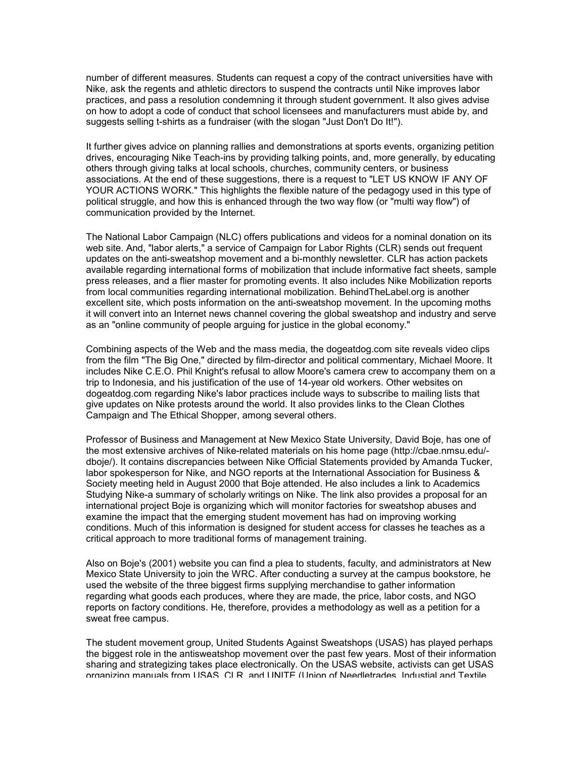number of different measures. Students can request a copy of the contract universities have with Nike, ask the regents and athletic directors to suspend the contracts until Nike improves labor practices, and pass a resolution condemning it through student government. It also gives advise on how to adopt a code of conduct that school licensees and manufacturers must abide by, and suggests selling t-shirts as a fundraiser (with the slogan "Just Don't Do It!").

It further gives advice on planning rallies and demonstrations at sports events, organizing petition drives, encouraging Nike Teach-ins by providing talking points, and, more generally, by educating others through giving talks at local schools, churches, community centers, or business associations. At the end of these suggestions, there is a request to "LET US KNOW IF ANY OF YOUR ACTIONS WORK." This highlights the flexible nature of the pedagogy used in this type of political struggle, and how this is enhanced through the two way flow (or "multi way flow") of communication provided by the Internet.

The National Labor Campaign (NLC) offers publications and videos for a nominal donation on its web site. And, "labor alerts," a service of Campaign for Labor Rights (CLR) sends out frequent updates on the anti-sweatshop movement and a bi-monthly newsletter. CLR has action packets available regarding international forms of mobilization that include informative fact sheets, sample press releases, and a flier master for promoting events. It also includes Nike Mobilization reports from local communities regarding international mobilization. BehindTheLabel.org is another excellent site, which posts information on the anti-sweatshop movement. In the upcoming moths it will convert into an Internet news channel covering the global sweatshop and industry and serve as an "online community of people arguing for justice in the global economy."

Combining aspects of the Web and the mass media, the dogeatdog.com site reveals video clips from the film "The Big One," directed by film-director and political commentary, Michael Moore. It includes Nike C.E.O. Phil Knight's refusal to allow Moore's camera crew to accompany them on a trip to Indonesia, and his justification of the use of 14-year old workers. Other websites on dogeatdog.com regarding Nike's labor practices include ways to subscribe to mailing lists that give updates on Nike protests around the world. It also provides links to the Clean Clothes Campaign and The Ethical Shopper, among several others.

Professor of Business and Management at New Mexico State University, David Boje, has one of the most extensive archives of Nike-related materials on his home page (http://cbae.nmsu.edu/-dboje/). It contains discrepancies between Nike Official Statements provided by Amanda Tucker, labor spokesperson for Nike, and NGO reports at the International Association for Business & Society meeting held in August 2000 that Boje attended. He also includes a link to Academics Studying Nike-a summary of scholarly writings on Nike. The link also provides a proposal for an international project Boje is organizing which will monitor factories for sweatshop abuses and examine the impact that the emerging student movement has had on improving working conditions. Much of this information is designed for student access for classes he teaches as a critical approach to more traditional forms of management training.

Also on Boje's (2001) website you can find a plea to students, faculty, and administrators at New Mexico State University to join the WRC. After conducting a survey at the campus bookstore, he used the website of the three biggest firms supplying merchandise to gather information regarding what goods each produces, where they are made, the price, labor costs, and NGO reports on factory conditions. He, therefore, provides a methodology as well as a petition for a sweat free campus.

The student movement group, United Students Against Sweatshops (USAS) has played perhaps the biggest role in the antisweatshop movement over the past few years. Most of their information sharing and strategizing takes place electronically. On the USAS website, activists can get USAS organizing manuals from USAS, CLR, and UNITE (Union of Needletrades, Industial and Textile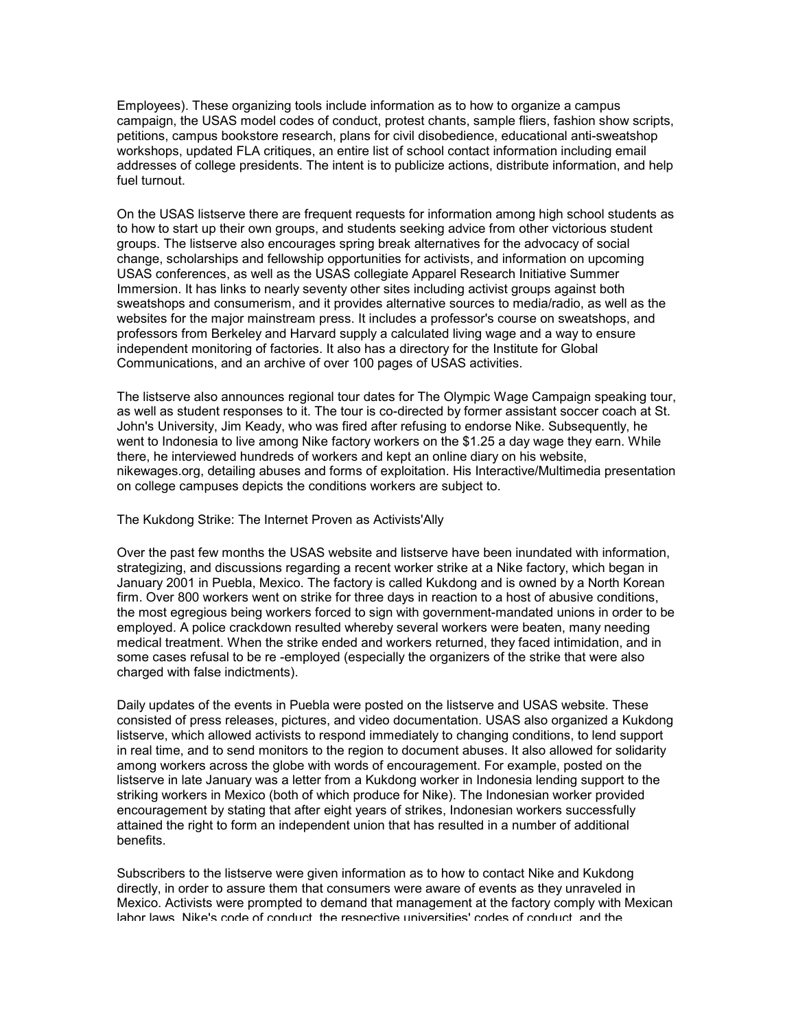Employees). These organizing tools include information as to how to organize a campus campaign, the USAS model codes of conduct, protest chants, sample fliers, fashion show scripts, petitions, campus bookstore research, plans for civil disobedience, educational anti-sweatshop workshops, updated FLA critiques, an entire list of school contact information including email addresses of college presidents. The intent is to publicize actions, distribute information, and help fuel turnout.

On the USAS listserve there are frequent requests for information among high school students as to how to start up their own groups, and students seeking advice from other victorious student groups. The listserve also encourages spring break alternatives for the advocacy of social change, scholarships and fellowship opportunities for activists, and information on upcoming USAS conferences, as well as the USAS collegiate Apparel Research Initiative Summer Immersion. It has links to nearly seventy other sites including activist groups against both sweatshops and consumerism, and it provides alternative sources to media/radio, as well as the websites for the major mainstream press. It includes a professor's course on sweatshops, and professors from Berkeley and Harvard supply a calculated living wage and a way to ensure independent monitoring of factories. It also has a directory for the Institute for Global Communications, and an archive of over 100 pages of USAS activities.

The listserve also announces regional tour dates for The Olympic Wage Campaign speaking tour, as well as student responses to it. The tour is co-directed by former assistant soccer coach at St. John's University, Jim Keady, who was fired after refusing to endorse Nike. Subsequently, he went to Indonesia to live among Nike factory workers on the $1.25 a day wage they earn. While there, he interviewed hundreds of workers and kept an online diary on his website, nikewages.org, detailing abuses and forms of exploitation. His Interactive/Multimedia presentation on college campuses depicts the conditions workers are subject to.

## The Kukdong Strike: The Internet Proven as Activists'Ally

Over the past few months the USAS website and listserve have been inundated with information, strategizing, and discussions regarding a recent worker strike at a Nike factory, which began in January 2001 in Puebla, Mexico. The factory is called Kukdong and is owned by a North Korean firm. Over 800 workers went on strike for three days in reaction to a host of abusive conditions, the most egregious being workers forced to sign with government-mandated unions in order to be employed. A police crackdown resulted whereby several workers were beaten, many needing medical treatment. When the strike ended and workers returned, they faced intimidation, and in some cases refusal to be re -employed (especially the organizers of the strike that were also charged with false indictments).

Daily updates of the events in Puebla were posted on the listserve and USAS website. These consisted of press releases, pictures, and video documentation. USAS also organized a Kukdong listserve, which allowed activists to respond immediately to changing conditions, to lend support in real time, and to send monitors to the region to document abuses. It also allowed for solidarity among workers across the globe with words of encouragement. For example, posted on the listserve in late January was a letter from a Kukdong worker in Indonesia lending support to the striking workers in Mexico (both of which produce for Nike). The Indonesian worker provided encouragement by stating that after eight years of strikes, Indonesian workers successfully attained the right to form an independent union that has resulted in a number of additional benefits.

Subscribers to the listserve were given information as to how to contact Nike and Kukdong directly, in order to assure them that consumers were aware of events as they unraveled in Mexico. Activists were prompted to demand that management at the factory comply with Mexican labor laws, Nike's code of conduct, the respective universities' codes of conduct, and the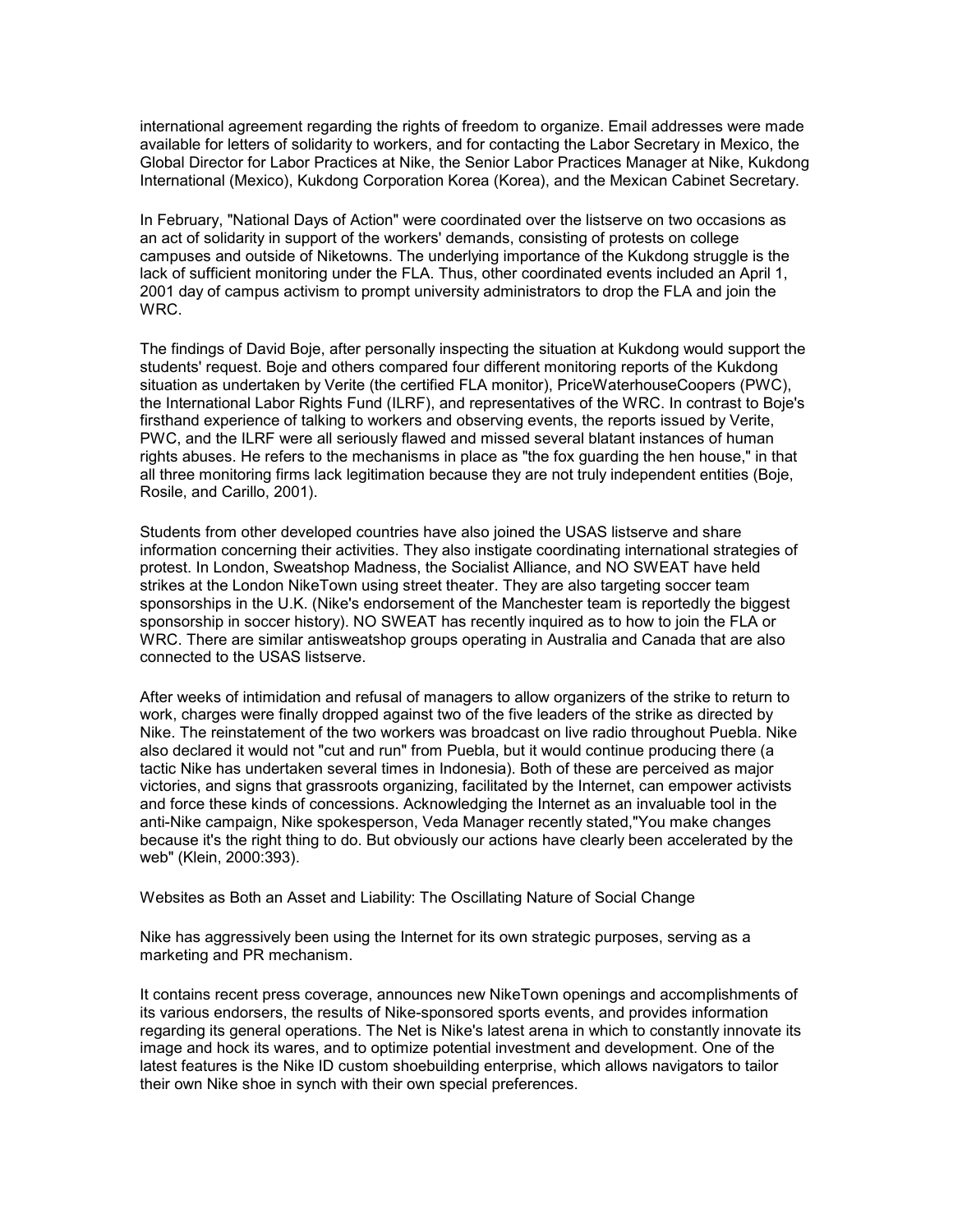international agreement regarding the rights of freedom to organize. Email addresses were made available for letters of solidarity to workers, and for contacting the Labor Secretary in Mexico, the Global Director for Labor Practices at Nike, the Senior Labor Practices Manager at Nike, Kukdong International (Mexico), Kukdong Corporation Korea (Korea), and the Mexican Cabinet Secretary.

In February, "National Days of Action" were coordinated over the listserve on two occasions as an act of solidarity in support of the workers' demands, consisting of protests on college campuses and outside of Niketowns. The underlying importance of the Kukdong struggle is the lack of sufficient monitoring under the FLA. Thus, other coordinated events included an April 1, 2001 day of campus activism to prompt university administrators to drop the FLA and join the WRC.

The findings of David Boje, after personally inspecting the situation at Kukdong would support the students' request. Boje and others compared four different monitoring reports of the Kukdong situation as undertaken by Verite (the certified FLA monitor), PriceWaterhouseCoopers (PWC), the International Labor Rights Fund (ILRF), and representatives of the WRC. In contrast to Boje's firsthand experience of talking to workers and observing events, the reports issued by Verite, PWC, and the ILRF were all seriously flawed and missed several blatant instances of human rights abuses. He refers to the mechanisms in place as "the fox guarding the hen house," in that all three monitoring firms lack legitimation because they are not truly independent entities (Boje, Rosile, and Carillo, 2001).

Students from other developed countries have also joined the USAS listserve and share information concerning their activities. They also instigate coordinating international strategies of protest. In London, Sweatshop Madness, the Socialist Alliance, and NO SWEAT have held strikes at the London NikeTown using street theater. They are also targeting soccer team sponsorships in the U.K. (Nike's endorsement of the Manchester team is reportedly the biggest sponsorship in soccer history). NO SWEAT has recently inquired as to how to join the FLA or WRC. There are similar antisweatshop groups operating in Australia and Canada that are also connected to the USAS listserve.

After weeks of intimidation and refusal of managers to allow organizers of the strike to return to work, charges were finally dropped against two of the five leaders of the strike as directed by Nike. The reinstatement of the two workers was broadcast on live radio throughout Puebla. Nike also declared it would not "cut and run" from Puebla, but it would continue producing there (a tactic Nike has undertaken several times in Indonesia). Both of these are perceived as major victories, and signs that grassroots organizing, facilitated by the Internet, can empower activists and force these kinds of concessions. Acknowledging the Internet as an invaluable tool in the anti-Nike campaign, Nike spokesperson, Veda Manager recently stated,"You make changes because it's the right thing to do. But obviously our actions have clearly been accelerated by the web" (Klein, 2000:393).

## Websites as Both an Asset and Liability: The Oscillating Nature of Social Change

Nike has aggressively been using the Internet for its own strategic purposes, serving as a marketing and PR mechanism.

It contains recent press coverage, announces new NikeTown openings and accomplishments of its various endorsers, the results of Nike-sponsored sports events, and provides information regarding its general operations. The Net is Nike's latest arena in which to constantly innovate its image and hock its wares, and to optimize potential investment and development. One of the latest features is the Nike ID custom shoebuilding enterprise, which allows navigators to tailor their own Nike shoe in synch with their own special preferences.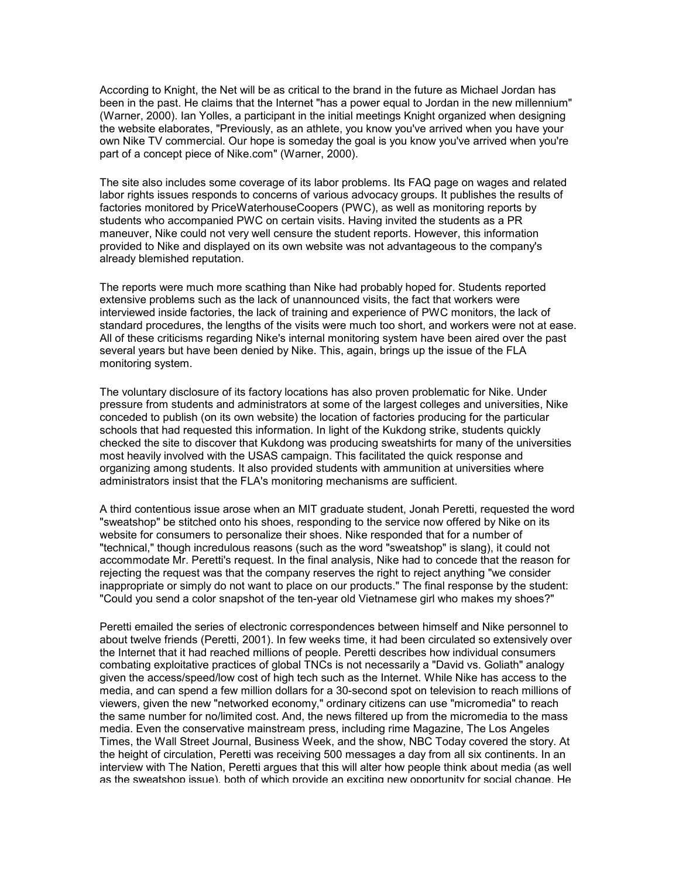According to Knight, the Net will be as critical to the brand in the future as Michael Jordan has been in the past. He claims that the Internet "has a power equal to Jordan in the new millennium" (Warner, 2000). Ian Yolles, a participant in the initial meetings Knight organized when designing the website elaborates, "Previously, as an athlete, you know you've arrived when you have your own Nike TV commercial. Our hope is someday the goal is you know you've arrived when you're part of a concept piece of Nike.com" (Warner, 2000).

The site also includes some coverage of its labor problems. Its FAQ page on wages and related labor rights issues responds to concerns of various advocacy groups. It publishes the results of factories monitored by PriceWaterhouseCoopers (PWC), as well as monitoring reports by students who accompanied PWC on certain visits. Having invited the students as a PR maneuver, Nike could not very well censure the student reports. However, this information provided to Nike and displayed on its own website was not advantageous to the company's already blemished reputation.

The reports were much more scathing than Nike had probably hoped for. Students reported extensive problems such as the lack of unannounced visits, the fact that workers were interviewed inside factories, the lack of training and experience of PWC monitors, the lack of standard procedures, the lengths of the visits were much too short, and workers were not at ease. All of these criticisms regarding Nike's internal monitoring system have been aired over the past several years but have been denied by Nike. This, again, brings up the issue of the FLA monitoring system.

The voluntary disclosure of its factory locations has also proven problematic for Nike. Under pressure from students and administrators at some of the largest colleges and universities, Nike conceded to publish (on its own website) the location of factories producing for the particular schools that had requested this information. In light of the Kukdong strike, students quickly checked the site to discover that Kukdong was producing sweatshirts for many of the universities most heavily involved with the USAS campaign. This facilitated the quick response and organizing among students. It also provided students with ammunition at universities where administrators insist that the FLA's monitoring mechanisms are sufficient.

A third contentious issue arose when an MIT graduate student, Jonah Peretti, requested the word "sweatshop" be stitched onto his shoes, responding to the service now offered by Nike on its website for consumers to personalize their shoes. Nike responded that for a number of "technical," though incredulous reasons (such as the word "sweatshop" is slang), it could not accommodate Mr. Peretti's request. In the final analysis, Nike had to concede that the reason for rejecting the request was that the company reserves the right to reject anything "we consider inappropriate or simply do not want to place on our products." The final response by the student: "Could you send a color snapshot of the ten-year old Vietnamese girl who makes my shoes?"

Peretti emailed the series of electronic correspondences between himself and Nike personnel to about twelve friends (Peretti, 2001). In few weeks time, it had been circulated so extensively over the Internet that it had reached millions of people. Peretti describes how individual consumers combating exploitative practices of global TNCs is not necessarily a "David vs. Goliath" analogy given the access/speed/low cost of high tech such as the Internet. While Nike has access to the media, and can spend a few million dollars for a 30-second spot on television to reach millions of viewers, given the new "networked economy," ordinary citizens can use "micromedia" to reach the same number for no/limited cost. And, the news filtered up from the micromedia to the mass media. Even the conservative mainstream press, including rime Magazine, The Los Angeles Times, the Wall Street Journal, Business Week, and the show, NBC Today covered the story. At the height of circulation, Peretti was receiving 500 messages a day from all six continents. In an interview with The Nation, Peretti argues that this will alter how people think about media (as well as the sweatshop issue), both of which provide an exciting new opportunity for social change. He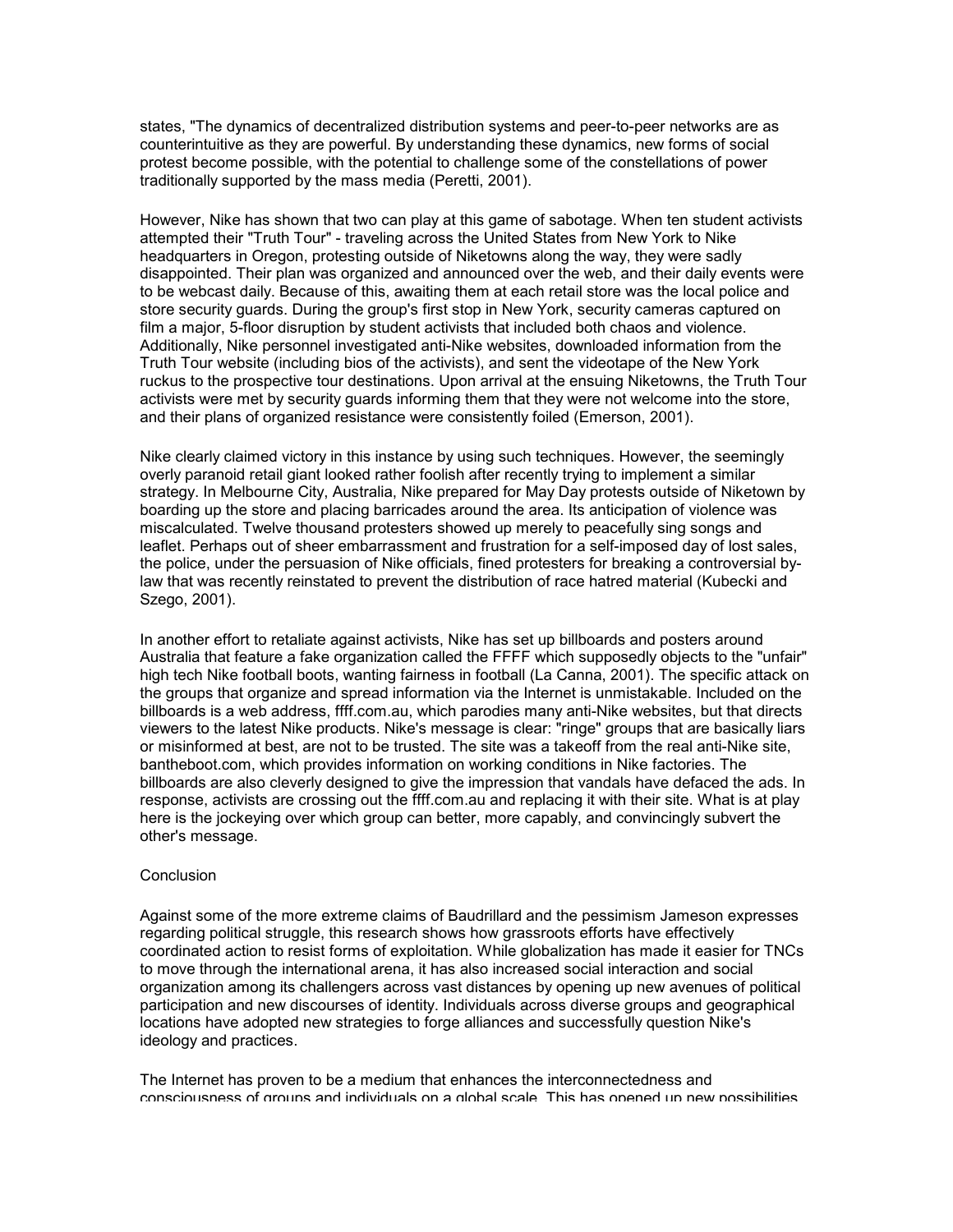states, "The dynamics of decentralized distribution systems and peer-to-peer networks are as counterintuitive as they are powerful. By understanding these dynamics, new forms of social protest become possible, with the potential to challenge some of the constellations of power traditionally supported by the mass media (Peretti, 2001).

However, Nike has shown that two can play at this game of sabotage. When ten student activists attempted their "Truth Tour" - traveling across the United States from New York to Nike headquarters in Oregon, protesting outside of Niketowns along the way, they were sadly disappointed. Their plan was organized and announced over the web, and their daily events were to be webcast daily. Because of this, awaiting them at each retail store was the local police and store security guards. During the group's first stop in New York, security cameras captured on film a major, 5-floor disruption by student activists that included both chaos and violence. Additionally, Nike personnel investigated anti-Nike websites, downloaded information from the Truth Tour website (including bios of the activists), and sent the videotape of the New York ruckus to the prospective tour destinations. Upon arrival at the ensuing Niketowns, the Truth Tour activists were met by security guards informing them that they were not welcome into the store, and their plans of organized resistance were consistently foiled (Emerson, 2001).

Nike clearly claimed victory in this instance by using such techniques. However, the seemingly overly paranoid retail giant looked rather foolish after recently trying to implement a similar strategy. In Melbourne City, Australia, Nike prepared for May Day protests outside of Niketown by boarding up the store and placing barricades around the area. Its anticipation of violence was miscalculated. Twelve thousand protesters showed up merely to peacefully sing songs and leaflet. Perhaps out of sheer embarrassment and frustration for a self-imposed day of lost sales, the police, under the persuasion of Nike officials, fined protesters for breaking a controversial by-law that was recently reinstated to prevent the distribution of race hatred material (Kubecki and Szego, 2001).

In another effort to retaliate against activists, Nike has set up billboards and posters around Australia that feature a fake organization called the FFFF which supposedly objects to the "unfair" high tech Nike football boots, wanting fairness in football (La Canna, 2001). The specific attack on the groups that organize and spread information via the Internet is unmistakable. Included on the billboards is a web address, ffff.com.au, which parodies many anti-Nike websites, but that directs viewers to the latest Nike products. Nike's message is clear: "ringe" groups that are basically liars or misinformed at best, are not to be trusted. The site was a takeoff from the real anti-Nike site, bantheboot.com, which provides information on working conditions in Nike factories. The billboards are also cleverly designed to give the impression that vandals have defaced the ads. In response, activists are crossing out the ffff.com.au and replacing it with their site. What is at play here is the jockeying over which group can better, more capably, and convincingly subvert the other's message.

## Conclusion

Against some of the more extreme claims of Baudrillard and the pessimism Jameson expresses regarding political struggle, this research shows how grassroots efforts have effectively coordinated action to resist forms of exploitation. While globalization has made it easier for TNCs to move through the international arena, it has also increased social interaction and social organization among its challengers across vast distances by opening up new avenues of political participation and new discourses of identity. Individuals across diverse groups and geographical locations have adopted new strategies to forge alliances and successfully question Nike's ideology and practices.

The Internet has proven to be a medium that enhances the interconnectedness and consciousness of groups and individuals on a global scale. This has opened up new possibilities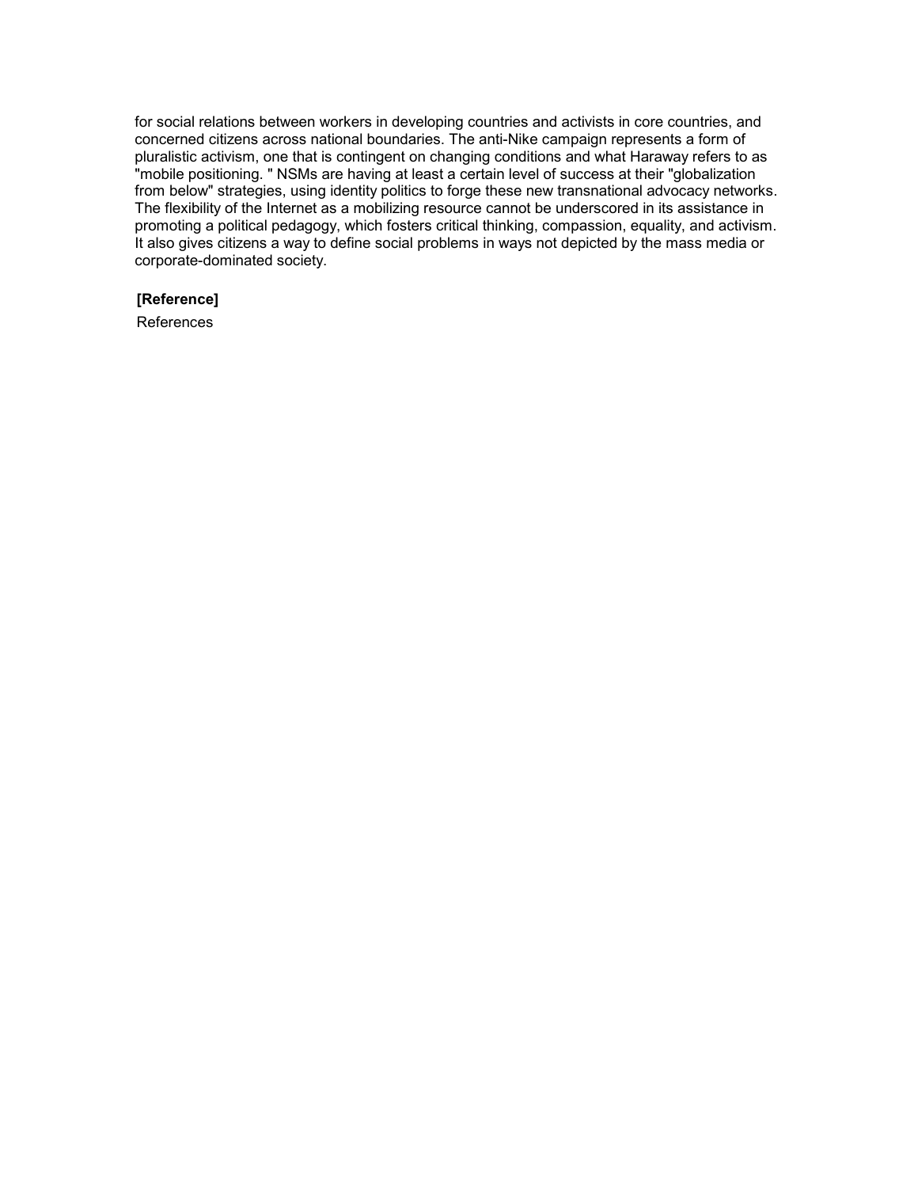for social relations between workers in developing countries and activists in core countries, and concerned citizens across national boundaries. The anti-Nike campaign represents a form of pluralistic activism, one that is contingent on changing conditions and what Haraway refers to as "mobile positioning. " NSMs are having at least a certain level of success at their "globalization from below" strategies, using identity politics to forge these new transnational advocacy networks. The flexibility of the Internet as a mobilizing resource cannot be underscored in its assistance in promoting a political pedagogy, which fosters critical thinking, compassion, equality, and activism. It also gives citizens a way to define social problems in ways not depicted by the mass media or corporate-dominated society.

**[Reference]**

References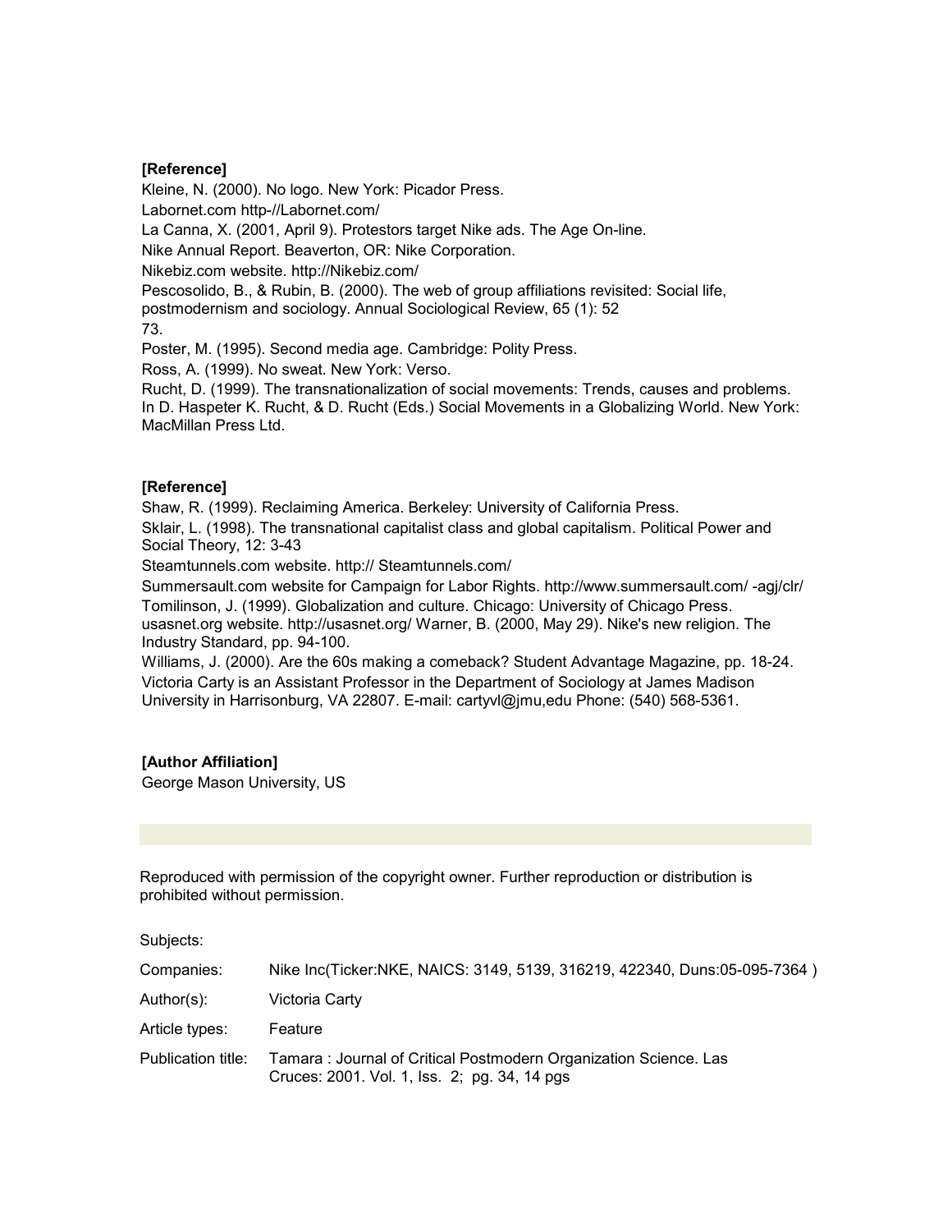**[Reference]**

Kleine, N. (2000). No logo. New York: Picador Press.

Labornet.com http-//Labornet.com/

La Canna, X. (2001, April 9). Protestors target Nike ads. The Age On-line.

Nike Annual Report. Beaverton, OR: Nike Corporation.

Nikebiz.com website. http://Nikebiz.com/

Pescosolido, B., & Rubin, B. (2000). The web of group affiliations revisited: Social life, postmodernism and sociology. Annual Sociological Review, 65 (1): 52
73.

Poster, M. (1995). Second media age. Cambridge: Polity Press.

Ross, A. (1999). No sweat. New York: Verso.

Rucht, D. (1999). The transnationalization of social movements: Trends, causes and problems. In D. Haspeter K. Rucht, & D. Rucht (Eds.) Social Movements in a Globalizing World. New York: MacMillan Press Ltd.

**[Reference]**

Shaw, R. (1999). Reclaiming America. Berkeley: University of California Press.

Sklair, L. (1998). The transnational capitalist class and global capitalism. Political Power and Social Theory, 12: 3-43

Steamtunnels.com website. http:// Steamtunnels.com/

Summersault.com website for Campaign for Labor Rights. http://www.summersault.com/ -agj/clr/

Tomilinson, J. (1999). Globalization and culture. Chicago: University of Chicago Press.

usasnet.org website. http://usasnet.org/ Warner, B. (2000, May 29). Nike's new religion. The Industry Standard, pp. 94-100.

Williams, J. (2000). Are the 60s making a comeback? Student Advantage Magazine, pp. 18-24.

Victoria Carty is an Assistant Professor in the Department of Sociology at James Madison University in Harrisonburg, VA 22807. E-mail: cartyvl@jmu,edu Phone: (540) 568-5361.

**[Author Affiliation]**

George Mason University, US

Reproduced with permission of the copyright owner. Further reproduction or distribution is prohibited without permission.

Subjects:

Companies: Nike Inc(Ticker:NKE, NAICS: 3149, 5139, 316219, 422340, Duns:05-095-7364 )

Author(s): Victoria Carty

Article types: Feature

Publication title: Tamara : Journal of Critical Postmodern Organization Science. Las Cruces: 2001. Vol. 1, Iss. 2; pg. 34, 14 pgs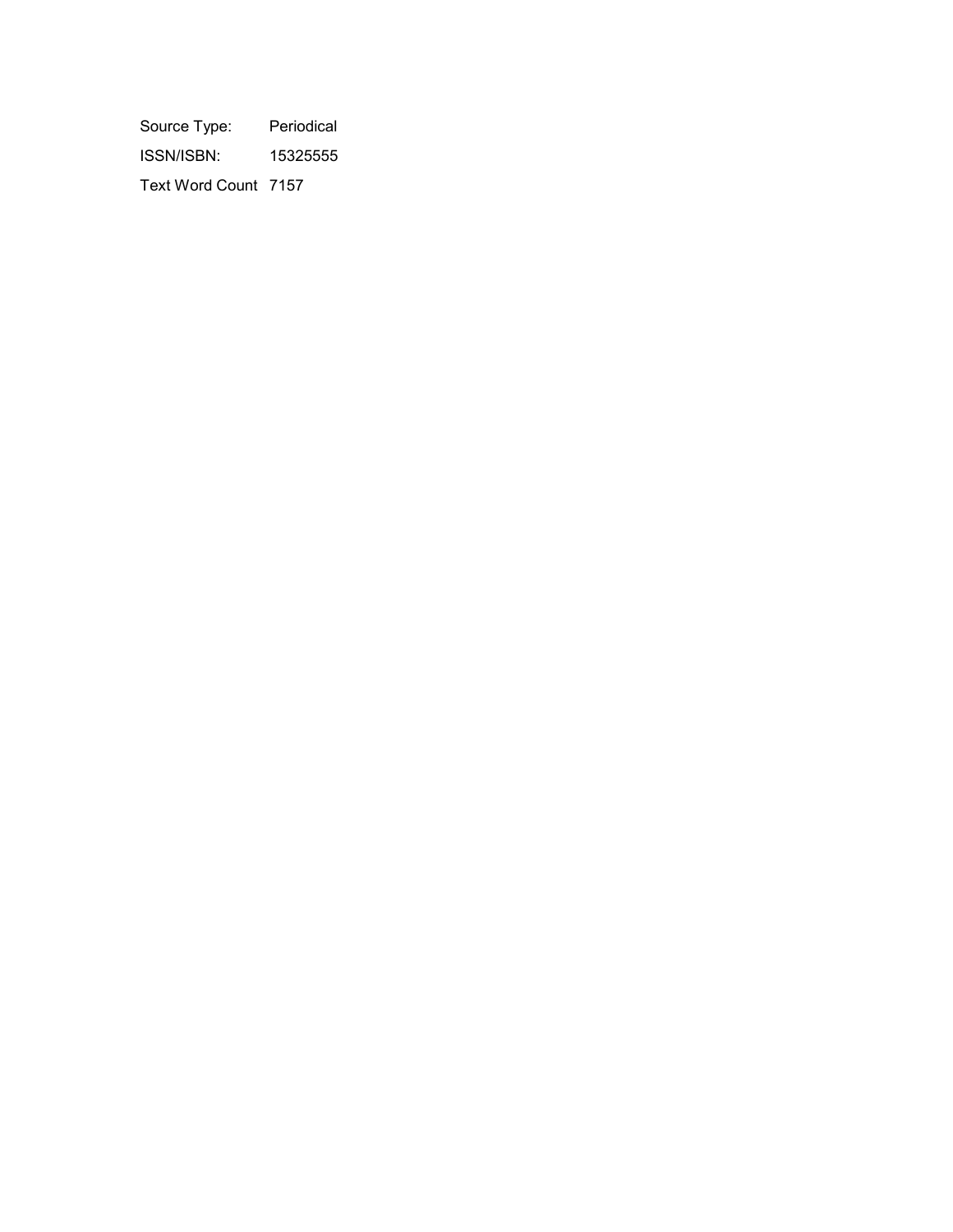| | |
|---|---|
| Source Type: | Periodical |
| ISSN/ISBN: | 15325555 |
| Text Word Count | 7157 |